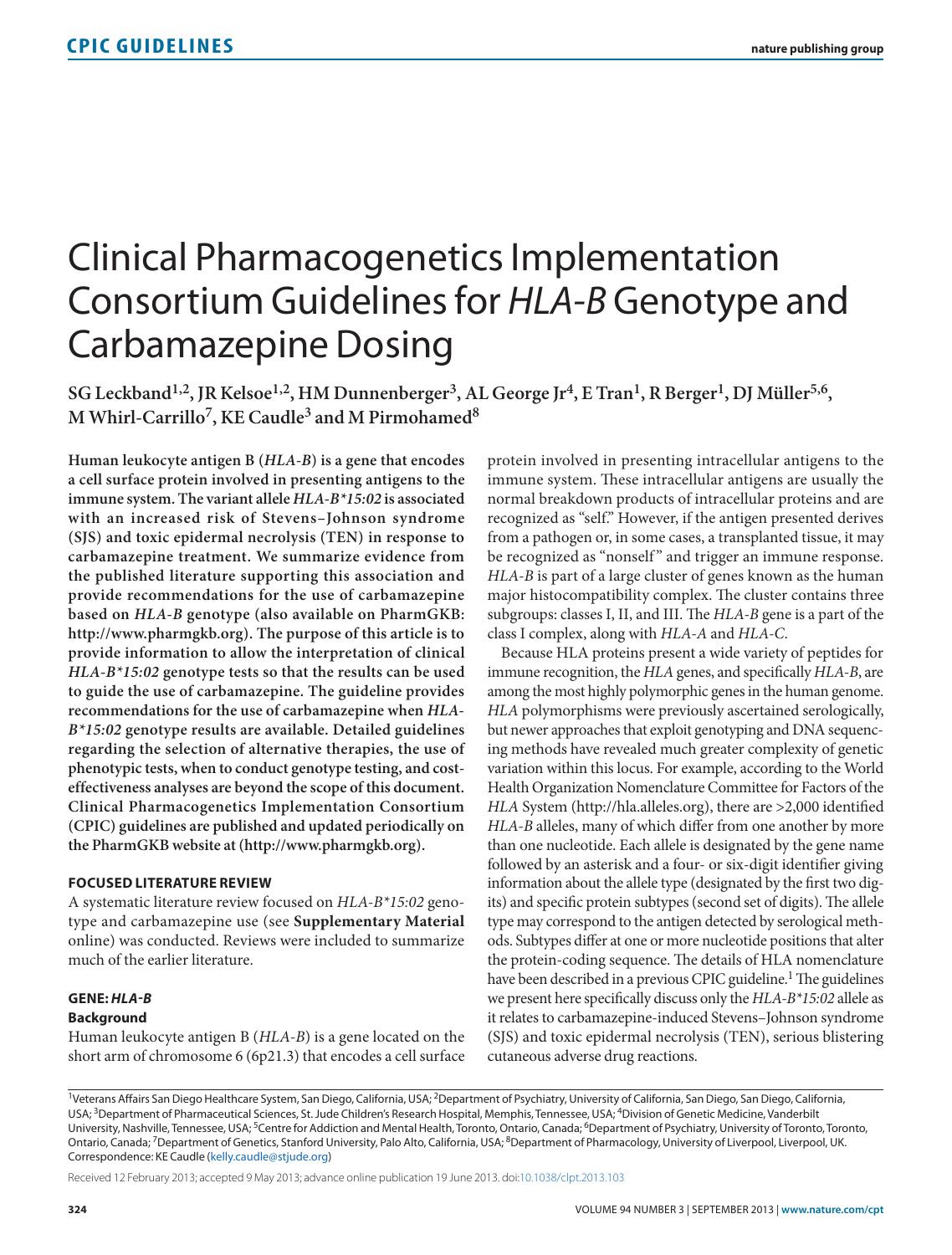# Clinical Pharmacogenetics Implementation Consortium Guidelines for *HLA-B* Genotype and Carbamazepine Dosing

**SG Leckband[1,2], JR Kelsoe[1,2], HM Dunnenberger[3], AL George Jr[4], E Tran[1], R Berger[1], DJ Müller[5,6], M Whirl-Carrillo[7], KE Caudle[3] and M Pirmohamed[8]**

**Human leukocyte antigen B (*HLA-B*) is a gene that encodes a cell surface protein involved in presenting antigens to the immune system. The variant allele *HLA-B\*15:02* is associated with an increased risk of Stevens–Johnson syndrome (SJS) and toxic epidermal necrolysis (TEN) in response to carbamazepine treatment. We summarize evidence from the published literature supporting this association and provide recommendations for the use of carbamazepine based on *HLA-B* genotype (also available on PharmGKB: http://www.pharmgkb.org). The purpose of this article is to provide information to allow the interpretation of clinical *HLA-B\*15:02* genotype tests so that the results can be used to guide the use of carbamazepine. The guideline provides recommendations for the use of carbamazepine when *HLA-B\*15:02* genotype results are available. Detailed guidelines regarding the selection of alternative therapies, the use of phenotypic tests, when to conduct genotype testing, and cost-effectiveness analyses are beyond the scope of this document. Clinical Pharmacogenetics Implementation Consortium (CPIC) guidelines are published and updated periodically on the PharmGKB website at (http://www.pharmgkb.org).**

## FOCUSED LITERATURE REVIEW

A systematic literature review focused on *HLA-B\*15:02* genotype and carbamazepine use (see **Supplementary Material** online) was conducted. Reviews were included to summarize much of the earlier literature.

## GENE: *HLA-B*

### Background

Human leukocyte antigen B (*HLA-B*) is a gene located on the short arm of chromosome 6 (6p21.3) that encodes a cell surface protein involved in presenting intracellular antigens to the immune system. These intracellular antigens are usually the normal breakdown products of intracellular proteins and are recognized as "self." However, if the antigen presented derives from a pathogen or, in some cases, a transplanted tissue, it may be recognized as "nonself" and trigger an immune response. *HLA-B* is part of a large cluster of genes known as the human major histocompatibility complex. The cluster contains three subgroups: classes I, II, and III. The *HLA-B* gene is a part of the class I complex, along with *HLA-A* and *HLA-C*.

Because HLA proteins present a wide variety of peptides for immune recognition, the *HLA* genes, and specifically *HLA-B*, are among the most highly polymorphic genes in the human genome. *HLA* polymorphisms were previously ascertained serologically, but newer approaches that exploit genotyping and DNA sequencing methods have revealed much greater complexity of genetic variation within this locus. For example, according to the World Health Organization Nomenclature Committee for Factors of the *HLA* System (http://hla.alleles.org), there are >2,000 identified *HLA-B* alleles, many of which differ from one another by more than one nucleotide. Each allele is designated by the gene name followed by an asterisk and a four- or six-digit identifier giving information about the allele type (designated by the first two digits) and specific protein subtypes (second set of digits). The allele type may correspond to the antigen detected by serological methods. Subtypes differ at one or more nucleotide positions that alter the protein-coding sequence. The details of HLA nomenclature have been described in a previous CPIC guideline.[1] The guidelines we present here specifically discuss only the *HLA-B\*15:02* allele as it relates to carbamazepine-induced Stevens–Johnson syndrome (SJS) and toxic epidermal necrolysis (TEN), serious blistering cutaneous adverse drug reactions.

[1]Veterans Affairs San Diego Healthcare System, San Diego, California, USA; [2]Department of Psychiatry, University of California, San Diego, San Diego, California, USA; [3]Department of Pharmaceutical Sciences, St. Jude Children's Research Hospital, Memphis, Tennessee, USA; [4]Division of Genetic Medicine, Vanderbilt University, Nashville, Tennessee, USA; [5]Centre for Addiction and Mental Health, Toronto, Ontario, Canada; [6]Department of Psychiatry, University of Toronto, Toronto, Ontario, Canada; [7]Department of Genetics, Stanford University, Palo Alto, California, USA; [8]Department of Pharmacology, University of Liverpool, Liverpool, UK. Correspondence: KE Caudle (kelly.caudle@stjude.org)

Received 12 February 2013; accepted 9 May 2013; advance online publication 19 June 2013. doi:10.1038/clpt.2013.103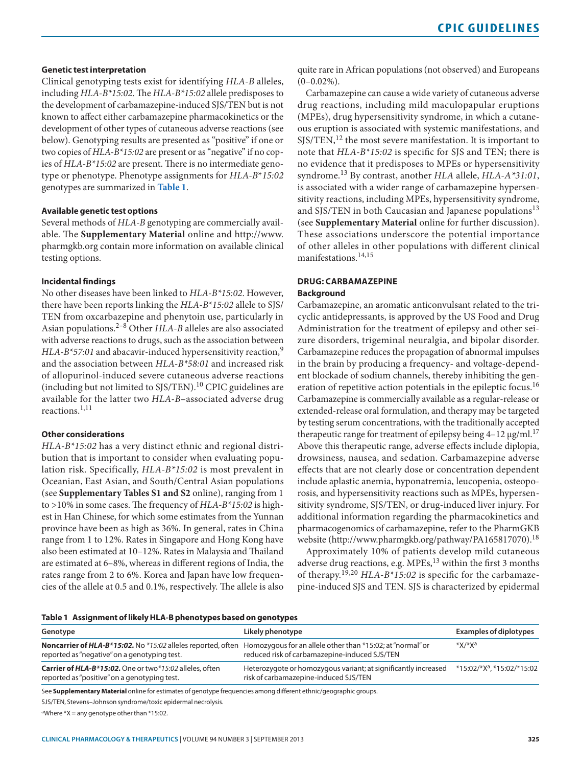### Genetic test interpretation

Clinical genotyping tests exist for identifying *HLA-B* alleles, including *HLA-B*15:02*. The *HLA-B*15:02* allele predisposes to the development of carbamazepine-induced SJS/TEN but is not known to affect either carbamazepine pharmacokinetics or the development of other types of cutaneous adverse reactions (see below). Genotyping results are presented as "positive" if one or two copies of *HLA-B*15:02* are present or as "negative" if no copies of *HLA-B*15:02* are present. There is no intermediate genotype or phenotype. Phenotype assignments for *HLA-B*15:02* genotypes are summarized in **Table 1**.

### Available genetic test options

Several methods of *HLA-B* genotyping are commercially available. The **Supplementary Material** online and http://www.pharmgkb.org contain more information on available clinical testing options.

### Incidental findings

No other diseases have been linked to *HLA-B*15:02*. However, there have been reports linking the *HLA-B*15:02* allele to SJS/TEN from oxcarbazepine and phenytoin use, particularly in Asian populations.[2–8] Other *HLA-B* alleles are also associated with adverse reactions to drugs, such as the association between *HLA-B*57:01* and abacavir-induced hypersensitivity reaction,[9] and the association between *HLA-B*58:01* and increased risk of allopurinol-induced severe cutaneous adverse reactions (including but not limited to SJS/TEN).[10] CPIC guidelines are available for the latter two *HLA-B*–associated adverse drug reactions.[1,11]

### Other considerations

*HLA-B*15:02* has a very distinct ethnic and regional distribution that is important to consider when evaluating population risk. Specifically, *HLA-B*15:02* is most prevalent in Oceanian, East Asian, and South/Central Asian populations (see **Supplementary Tables S1 and S2** online), ranging from 1 to >10% in some cases. The frequency of *HLA-B*15:02* is highest in Han Chinese, for which some estimates from the Yunnan province have been as high as 36%. In general, rates in China range from 1 to 12%. Rates in Singapore and Hong Kong have also been estimated at 10–12%. Rates in Malaysia and Thailand are estimated at 6–8%, whereas in different regions of India, the rates range from 2 to 6%. Korea and Japan have low frequencies of the allele at 0.5 and 0.1%, respectively. The allele is also quite rare in African populations (not observed) and Europeans (0–0.02%).

Carbamazepine can cause a wide variety of cutaneous adverse drug reactions, including mild maculopapular eruptions (MPEs), drug hypersensitivity syndrome, in which a cutaneous eruption is associated with systemic manifestations, and SJS/TEN,[12] the most severe manifestation. It is important to note that *HLA-B*15:02* is specific for SJS and TEN; there is no evidence that it predisposes to MPEs or hypersensitivity syndrome.[13] By contrast, another *HLA* allele, *HLA-A*31:01*, is associated with a wider range of carbamazepine hypersensitivity reactions, including MPEs, hypersensitivity syndrome, and SJS/TEN in both Caucasian and Japanese populations[13] (see **Supplementary Material** online for further discussion). These associations underscore the potential importance of other alleles in other populations with different clinical manifestations.[14,15]

## DRUG: CARBAMAZEPINE

### Background

Carbamazepine, an aromatic anticonvulsant related to the tricyclic antidepressants, is approved by the US Food and Drug Administration for the treatment of epilepsy and other seizure disorders, trigeminal neuralgia, and bipolar disorder. Carbamazepine reduces the propagation of abnormal impulses in the brain by producing a frequency- and voltage-dependent blockade of sodium channels, thereby inhibiting the generation of repetitive action potentials in the epileptic focus.[16] Carbamazepine is commercially available as a regular-release or extended-release oral formulation, and therapy may be targeted by testing serum concentrations, with the traditionally accepted therapeutic range for treatment of epilepsy being 4–12 μg/ml.[17] Above this therapeutic range, adverse effects include diplopia, drowsiness, nausea, and sedation. Carbamazepine adverse effects that are not clearly dose or concentration dependent include aplastic anemia, hyponatremia, leucopenia, osteoporosis, and hypersensitivity reactions such as MPEs, hypersensitivity syndrome, SJS/TEN, or drug-induced liver injury. For additional information regarding the pharmacokinetics and pharmacogenomics of carbamazepine, refer to the PharmGKB website (http://www.pharmgkb.org/pathway/PA165817070).[18]

Approximately 10% of patients develop mild cutaneous adverse drug reactions, e.g. MPEs,[13] within the first 3 months of therapy.[19,20] *HLA-B*15:02* is specific for the carbamazepine-induced SJS and TEN. SJS is characterized by epidermal

**Table 1 Assignment of likely HLA-B phenotypes based on genotypes**

| Genotype | Likely phenotype | Examples of diplotypes |
|---|---|---|
| **Noncarrier of *HLA-B*15:02*.** No *15:02 alleles reported, often reported as "negative" on a genotyping test. | Homozygous for an allele other than *15:02; at "normal" or reduced risk of carbamazepine-induced SJS/TEN | *X/*X[a] |
| **Carrier of *HLA-B*15:02*.** One or two *15:02 alleles, often reported as "positive" on a genotyping test. | Heterozygote or homozygous variant; at significantly increased risk of carbamazepine-induced SJS/TEN | *15:02/*X[a], *15:02/*15:02 |

See **Supplementary Material** online for estimates of genotype frequencies among different ethnic/geographic groups.

SJS/TEN, Stevens–Johnson syndrome/toxic epidermal necrolysis.

[a]Where *X = any genotype other than *15:02.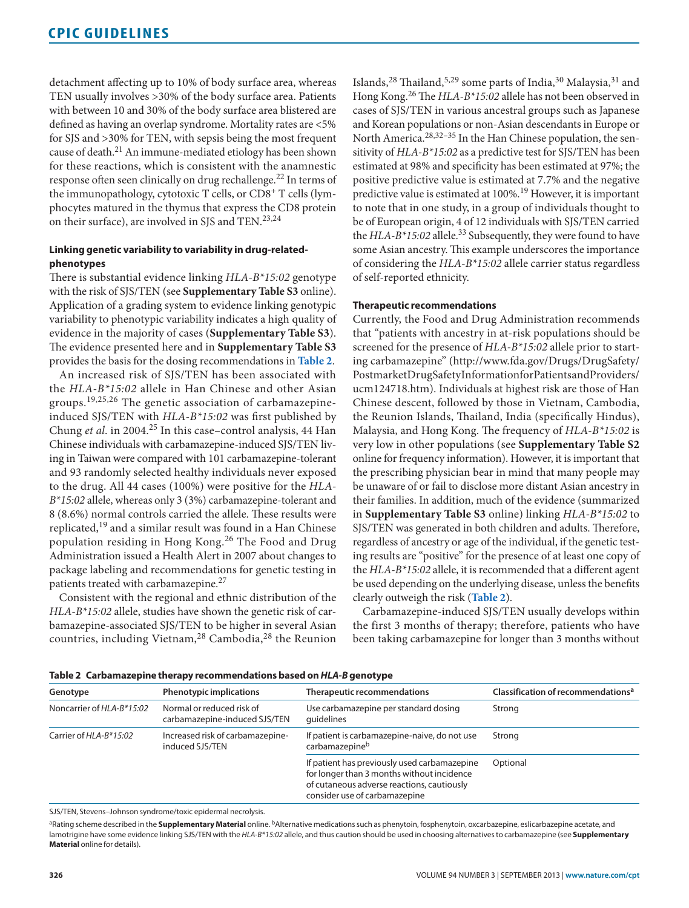detachment affecting up to 10% of body surface area, whereas TEN usually involves >30% of the body surface area. Patients with between 10 and 30% of the body surface area blistered are defined as having an overlap syndrome. Mortality rates are <5% for SJS and >30% for TEN, with sepsis being the most frequent cause of death.[21] An immune-mediated etiology has been shown for these reactions, which is consistent with the anamnestic response often seen clinically on drug rechallenge.[22] In terms of the immunopathology, cytotoxic T cells, or CD8$^+$ T cells (lymphocytes matured in the thymus that express the CD8 protein on their surface), are involved in SJS and TEN.[23,24]

### Linking genetic variability to variability in drug-related-phenotypes

There is substantial evidence linking *HLA-B\*15:02* genotype with the risk of SJS/TEN (see **Supplementary Table S3** online). Application of a grading system to evidence linking genotypic variability to phenotypic variability indicates a high quality of evidence in the majority of cases (**Supplementary Table S3**). The evidence presented here and in **Supplementary Table S3** provides the basis for the dosing recommendations in **Table 2**.

An increased risk of SJS/TEN has been associated with the *HLA-B\*15:02* allele in Han Chinese and other Asian groups.[19,25,26] The genetic association of carbamazepine-induced SJS/TEN with *HLA-B\*15:02* was first published by Chung *et al*. in 2004.[25] In this case–control analysis, 44 Han Chinese individuals with carbamazepine-induced SJS/TEN living in Taiwan were compared with 101 carbamazepine-tolerant and 93 randomly selected healthy individuals never exposed to the drug. All 44 cases (100%) were positive for the *HLA-B\*15:02* allele, whereas only 3 (3%) carbamazepine-tolerant and 8 (8.6%) normal controls carried the allele. These results were replicated,[19] and a similar result was found in a Han Chinese population residing in Hong Kong.[26] The Food and Drug Administration issued a Health Alert in 2007 about changes to package labeling and recommendations for genetic testing in patients treated with carbamazepine.[27]

Consistent with the regional and ethnic distribution of the *HLA-B\*15:02* allele, studies have shown the genetic risk of carbamazepine-associated SJS/TEN to be higher in several Asian countries, including Vietnam,[28] Cambodia,[28] the Reunion Islands,[28] Thailand,[5,29] some parts of India,[30] Malaysia,[31] and Hong Kong.[26] The *HLA-B\*15:02* allele has not been observed in cases of SJS/TEN in various ancestral groups such as Japanese and Korean populations or non-Asian descendants in Europe or North America.[28,32–35] In the Han Chinese population, the sensitivity of *HLA-B\*15:02* as a predictive test for SJS/TEN has been estimated at 98% and specificity has been estimated at 97%; the positive predictive value is estimated at 7.7% and the negative predictive value is estimated at 100%.[19] However, it is important to note that in one study, in a group of individuals thought to be of European origin, 4 of 12 individuals with SJS/TEN carried the *HLA-B\*15:02* allele.[33] Subsequently, they were found to have some Asian ancestry. This example underscores the importance of considering the *HLA-B\*15:02* allele carrier status regardless of self-reported ethnicity.

### Therapeutic recommendations

Currently, the Food and Drug Administration recommends that "patients with ancestry in at-risk populations should be screened for the presence of *HLA-B\*15:02* allele prior to starting carbamazepine" (http://www.fda.gov/Drugs/DrugSafety/PostmarketDrugSafetyInformationforPatientsandProviders/ucm124718.htm). Individuals at highest risk are those of Han Chinese descent, followed by those in Vietnam, Cambodia, the Reunion Islands, Thailand, India (specifically Hindus), Malaysia, and Hong Kong. The frequency of *HLA-B\*15:02* is very low in other populations (see **Supplementary Table S2** online for frequency information). However, it is important that the prescribing physician bear in mind that many people may be unaware of or fail to disclose more distant Asian ancestry in their families. In addition, much of the evidence (summarized in **Supplementary Table S3** online) linking *HLA-B\*15:02* to SJS/TEN was generated in both children and adults. Therefore, regardless of ancestry or age of the individual, if the genetic testing results are "positive" for the presence of at least one copy of the *HLA-B\*15:02* allele, it is recommended that a different agent be used depending on the underlying disease, unless the benefits clearly outweigh the risk (**Table 2**).

Carbamazepine-induced SJS/TEN usually develops within the first 3 months of therapy; therefore, patients who have been taking carbamazepine for longer than 3 months without

**Table 2 Carbamazepine therapy recommendations based on *HLA-B* genotype**

| Genotype | Phenotypic implications | Therapeutic recommendations | Classification of recommendations[a] |
|---|---|---|---|
| Noncarrier of *HLA-B\*15:02* | Normal or reduced risk of carbamazepine-induced SJS/TEN | Use carbamazepine per standard dosing guidelines | Strong |
| Carrier of *HLA-B\*15:02* | Increased risk of carbamazepine-induced SJS/TEN | If patient is carbamazepine-naive, do not use carbamazepine[b] | Strong |
| | | If patient has previously used carbamazepine for longer than 3 months without incidence of cutaneous adverse reactions, cautiously consider use of carbamazepine | Optional |

SJS/TEN, Stevens–Johnson syndrome/toxic epidermal necrolysis.

[a]Rating scheme described in the **Supplementary Material** online. [b]Alternative medications such as phenytoin, fosphenytoin, oxcarbazepine, eslicarbazepine acetate, and lamotrigine have some evidence linking SJS/TEN with the *HLA-B\*15:02* allele, and thus caution should be used in choosing alternatives to carbamazepine (see **Supplementary Material** online for details).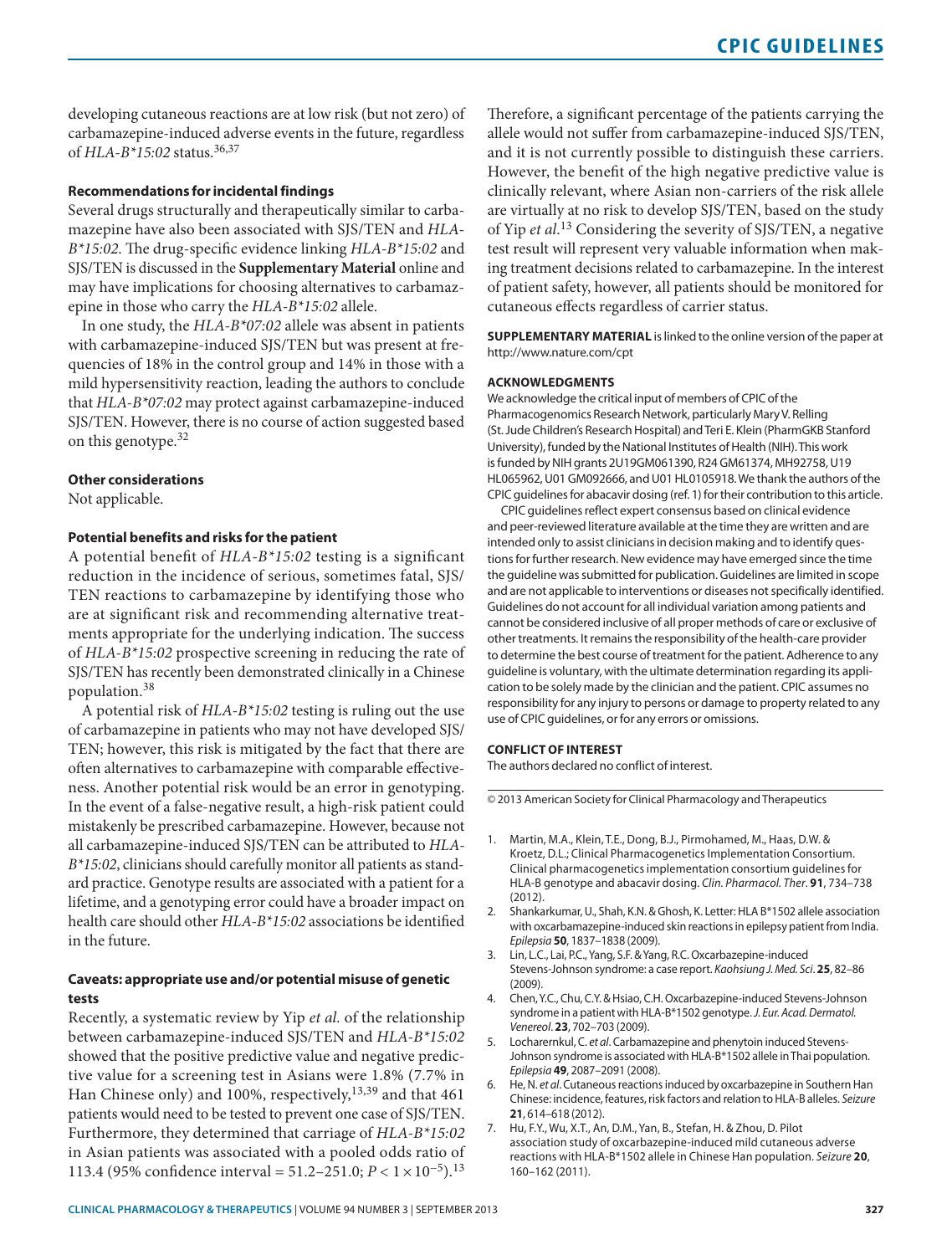developing cutaneous reactions are at low risk (but not zero) of carbamazepine-induced adverse events in the future, regardless of *HLA-B*15:02* status.[36,37]

#### Recommendations for incidental findings

Several drugs structurally and therapeutically similar to carbamazepine have also been associated with SJS/TEN and *HLA-B*15:02*. The drug-specific evidence linking *HLA-B*15:02* and SJS/TEN is discussed in the **Supplementary Material** online and may have implications for choosing alternatives to carbamazepine in those who carry the *HLA-B*15:02* allele.

In one study, the *HLA-B*07:02* allele was absent in patients with carbamazepine-induced SJS/TEN but was present at frequencies of 18% in the control group and 14% in those with a mild hypersensitivity reaction, leading the authors to conclude that *HLA-B*07:02* may protect against carbamazepine-induced SJS/TEN. However, there is no course of action suggested based on this genotype.[32]

#### Other considerations

Not applicable.

#### Potential benefits and risks for the patient

A potential benefit of *HLA-B*15:02* testing is a significant reduction in the incidence of serious, sometimes fatal, SJS/TEN reactions to carbamazepine by identifying those who are at significant risk and recommending alternative treatments appropriate for the underlying indication. The success of *HLA-B*15:02* prospective screening in reducing the rate of SJS/TEN has recently been demonstrated clinically in a Chinese population.[38]

A potential risk of *HLA-B*15:02* testing is ruling out the use of carbamazepine in patients who may not have developed SJS/TEN; however, this risk is mitigated by the fact that there are often alternatives to carbamazepine with comparable effectiveness. Another potential risk would be an error in genotyping. In the event of a false-negative result, a high-risk patient could mistakenly be prescribed carbamazepine. However, because not all carbamazepine-induced SJS/TEN can be attributed to *HLA-B*15:02*, clinicians should carefully monitor all patients as standard practice. Genotype results are associated with a patient for a lifetime, and a genotyping error could have a broader impact on health care should other *HLA-B*15:02* associations be identified in the future.

#### Caveats: appropriate use and/or potential misuse of genetic tests

Recently, a systematic review by Yip *et al.* of the relationship between carbamazepine-induced SJS/TEN and *HLA-B*15:02* showed that the positive predictive value and negative predictive value for a screening test in Asians were 1.8% (7.7% in Han Chinese only) and 100%, respectively,[13,39] and that 461 patients would need to be tested to prevent one case of SJS/TEN. Furthermore, they determined that carriage of *HLA-B*15:02* in Asian patients was associated with a pooled odds ratio of 113.4 (95% confidence interval = 51.2–251.0; $P < 1 \times 10^{-5}$).[13] Therefore, a significant percentage of the patients carrying the allele would not suffer from carbamazepine-induced SJS/TEN, and it is not currently possible to distinguish these carriers. However, the benefit of the high negative predictive value is clinically relevant, where Asian non-carriers of the risk allele are virtually at no risk to develop SJS/TEN, based on the study of Yip *et al.*[13] Considering the severity of SJS/TEN, a negative test result will represent very valuable information when making treatment decisions related to carbamazepine. In the interest of patient safety, however, all patients should be monitored for cutaneous effects regardless of carrier status.

**SUPPLEMENTARY MATERIAL** is linked to the online version of the paper at http://www.nature.com/cpt

#### ACKNOWLEDGMENTS

We acknowledge the critical input of members of CPIC of the Pharmacogenomics Research Network, particularly Mary V. Relling (St. Jude Children's Research Hospital) and Teri E. Klein (PharmGKB Stanford University), funded by the National Institutes of Health (NIH). This work is funded by NIH grants 2U19GM061390, R24 GM61374, MH92758, U19 HL065962, U01 GM092666, and U01 HL0105918. We thank the authors of the CPIC guidelines for abacavir dosing (ref. 1) for their contribution to this article.

CPIC guidelines reflect expert consensus based on clinical evidence and peer-reviewed literature available at the time they are written and are intended only to assist clinicians in decision making and to identify questions for further research. New evidence may have emerged since the time the guideline was submitted for publication. Guidelines are limited in scope and are not applicable to interventions or diseases not specifically identified. Guidelines do not account for all individual variation among patients and cannot be considered inclusive of all proper methods of care or exclusive of other treatments. It remains the responsibility of the health-care provider to determine the best course of treatment for the patient. Adherence to any guideline is voluntary, with the ultimate determination regarding its application to be solely made by the clinician and the patient. CPIC assumes no responsibility for any injury to persons or damage to property related to any use of CPIC guidelines, or for any errors or omissions.

#### CONFLICT OF INTEREST

The authors declared no conflict of interest.

© 2013 American Society for Clinical Pharmacology and Therapeutics

1. Martin, M.A., Klein, T.E., Dong, B.J., Pirmohamed, M., Haas, D.W. & Kroetz, D.L.; Clinical Pharmacogenetics Implementation Consortium. Clinical pharmacogenetics implementation consortium guidelines for HLA-B genotype and abacavir dosing. *Clin. Pharmacol. Ther*. **91**, 734–738 (2012).
2. Shankarkumar, U., Shah, K.N. & Ghosh, K. Letter: HLA B*1502 allele association with oxcarbamazepine-induced skin reactions in epilepsy patient from India. *Epilepsia* **50**, 1837–1838 (2009).
3. Lin, L.C., Lai, P.C., Yang, S.F. & Yang, R.C. Oxcarbazepine-induced Stevens-Johnson syndrome: a case report. *Kaohsiung J. Med. Sci*. **25**, 82–86 (2009).
4. Chen, Y.C., Chu, C.Y. & Hsiao, C.H. Oxcarbazepine-induced Stevens-Johnson syndrome in a patient with HLA-B*1502 genotype. *J. Eur. Acad. Dermatol. Venereol*. **23**, 702–703 (2009).
5. Locharernkul, C. *et al*. Carbamazepine and phenytoin induced Stevens-Johnson syndrome is associated with HLA-B*1502 allele in Thai population. *Epilepsia* **49**, 2087–2091 (2008).
6. He, N. *et al*. Cutaneous reactions induced by oxcarbazepine in Southern Han Chinese: incidence, features, risk factors and relation to HLA-B alleles. *Seizure* **21**, 614–618 (2012).
7. Hu, F.Y., Wu, X.T., An, D.M., Yan, B., Stefan, H. & Zhou, D. Pilot association study of oxcarbazepine-induced mild cutaneous adverse reactions with HLA-B*1502 allele in Chinese Han population. *Seizure* **20**, 160–162 (2011).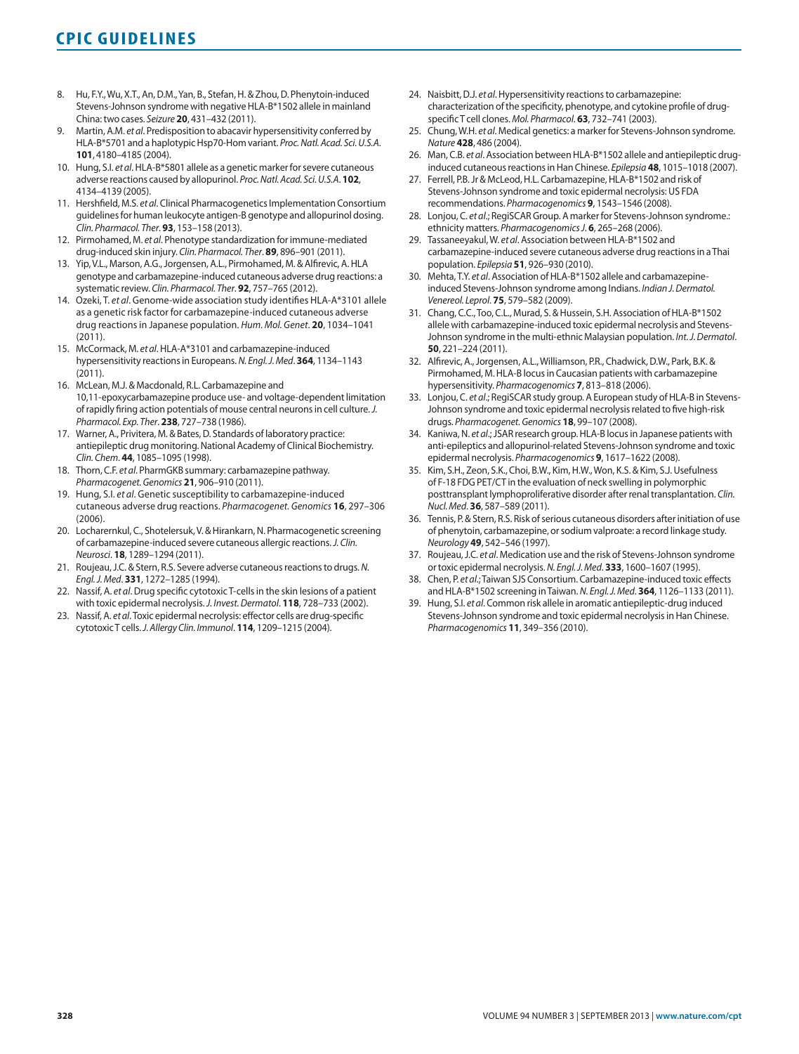8. Hu, F.Y., Wu, X.T., An, D.M., Yan, B., Stefan, H. & Zhou, D. Phenytoin-induced Stevens-Johnson syndrome with negative HLA-B*1502 allele in mainland China: two cases. *Seizure* **20**, 431–432 (2011).
9. Martin, A.M. *et al*. Predisposition to abacavir hypersensitivity conferred by HLA-B*5701 and a haplotypic Hsp70-Hom variant. *Proc. Natl. Acad. Sci. U.S.A.* **101**, 4180–4185 (2004).
10. Hung, S.I. *et al*. HLA-B*5801 allele as a genetic marker for severe cutaneous adverse reactions caused by allopurinol. *Proc. Natl. Acad. Sci. U.S.A.* **102**, 4134–4139 (2005).
11. Hershfield, M.S. *et al*. Clinical Pharmacogenetics Implementation Consortium guidelines for human leukocyte antigen-B genotype and allopurinol dosing. *Clin. Pharmacol. Ther*. **93**, 153–158 (2013).
12. Pirmohamed, M. *et al*. Phenotype standardization for immune-mediated drug-induced skin injury. *Clin. Pharmacol. Ther*. **89**, 896–901 (2011).
13. Yip, V.L., Marson, A.G., Jorgensen, A.L., Pirmohamed, M. & Alfirevic, A. HLA genotype and carbamazepine-induced cutaneous adverse drug reactions: a systematic review. *Clin. Pharmacol. Ther*. **92**, 757–765 (2012).
14. Ozeki, T. *et al*. Genome-wide association study identifies HLA-A*3101 allele as a genetic risk factor for carbamazepine-induced cutaneous adverse drug reactions in Japanese population. *Hum. Mol. Genet*. **20**, 1034–1041 (2011).
15. McCormack, M. *et al*. HLA-A*3101 and carbamazepine-induced hypersensitivity reactions in Europeans. *N. Engl. J. Med*. **364**, 1134–1143 (2011).
16. McLean, M.J. & Macdonald, R.L. Carbamazepine and 10,11-epoxycarbamazepine produce use- and voltage-dependent limitation of rapidly firing action potentials of mouse central neurons in cell culture. *J. Pharmacol. Exp. Ther*. **238**, 727–738 (1986).
17. Warner, A., Privitera, M. & Bates, D. Standards of laboratory practice: antiepileptic drug monitoring. National Academy of Clinical Biochemistry. *Clin. Chem*. **44**, 1085–1095 (1998).
18. Thorn, C.F. *et al*. PharmGKB summary: carbamazepine pathway. *Pharmacogenet. Genomics* **21**, 906–910 (2011).
19. Hung, S.I. *et al*. Genetic susceptibility to carbamazepine-induced cutaneous adverse drug reactions. *Pharmacogenet. Genomics* **16**, 297–306 (2006).
20. Locharernkul, C., Shotelersuk, V. & Hirankarn, N. Pharmacogenetic screening of carbamazepine-induced severe cutaneous allergic reactions. *J. Clin. Neurosci*. **18**, 1289–1294 (2011).
21. Roujeau, J.C. & Stern, R.S. Severe adverse cutaneous reactions to drugs. *N. Engl. J. Med*. **331**, 1272–1285 (1994).
22. Nassif, A. *et al*. Drug specific cytotoxic T-cells in the skin lesions of a patient with toxic epidermal necrolysis. *J. Invest. Dermatol*. **118**, 728–733 (2002).
23. Nassif, A. *et al*. Toxic epidermal necrolysis: effector cells are drug-specific cytotoxic T cells. *J. Allergy Clin. Immunol*. **114**, 1209–1215 (2004).
24. Naisbitt, D.J. *et al*. Hypersensitivity reactions to carbamazepine: characterization of the specificity, phenotype, and cytokine profile of drug-specific T cell clones. *Mol. Pharmacol*. **63**, 732–741 (2003).
25. Chung, W.H. *et al*. Medical genetics: a marker for Stevens-Johnson syndrome. *Nature* **428**, 486 (2004).
26. Man, C.B. *et al*. Association between HLA-B*1502 allele and antiepileptic drug-induced cutaneous reactions in Han Chinese. *Epilepsia* **48**, 1015–1018 (2007).
27. Ferrell, P.B. Jr & McLeod, H.L. Carbamazepine, HLA-B*1502 and risk of Stevens-Johnson syndrome and toxic epidermal necrolysis: US FDA recommendations. *Pharmacogenomics* **9**, 1543–1546 (2008).
28. Lonjou, C. *et al*.; RegiSCAR Group. A marker for Stevens-Johnson syndrome.: ethnicity matters. *Pharmacogenomics J*. **6**, 265–268 (2006).
29. Tassaneeyakul, W. *et al*. Association between HLA-B*1502 and carbamazepine-induced severe cutaneous adverse drug reactions in a Thai population. *Epilepsia* **51**, 926–930 (2010).
30. Mehta, T.Y. *et al*. Association of HLA-B*1502 allele and carbamazepine-induced Stevens-Johnson syndrome among Indians. *Indian J. Dermatol. Venereol. Leprol*. **75**, 579–582 (2009).
31. Chang, C.C., Too, C.L., Murad, S. & Hussein, S.H. Association of HLA-B*1502 allele with carbamazepine-induced toxic epidermal necrolysis and Stevens-Johnson syndrome in the multi-ethnic Malaysian population. *Int. J. Dermatol*. **50**, 221–224 (2011).
32. Alfirevic, A., Jorgensen, A.L., Williamson, P.R., Chadwick, D.W., Park, B.K. & Pirmohamed, M. HLA-B locus in Caucasian patients with carbamazepine hypersensitivity. *Pharmacogenomics* **7**, 813–818 (2006).
33. Lonjou, C. *et al*.; RegiSCAR study group. A European study of HLA-B in Stevens-Johnson syndrome and toxic epidermal necrolysis related to five high-risk drugs. *Pharmacogenet. Genomics* **18**, 99–107 (2008).
34. Kaniwa, N. *et al*.; JSAR research group. HLA-B locus in Japanese patients with anti-epileptics and allopurinol-related Stevens-Johnson syndrome and toxic epidermal necrolysis. *Pharmacogenomics* **9**, 1617–1622 (2008).
35. Kim, S.H., Zeon, S.K., Choi, B.W., Kim, H.W., Won, K.S. & Kim, S.J. Usefulness of F-18 FDG PET/CT in the evaluation of neck swelling in polymorphic posttransplant lymphoproliferative disorder after renal transplantation. *Clin. Nucl. Med*. **36**, 587–589 (2011).
36. Tennis, P. & Stern, R.S. Risk of serious cutaneous disorders after initiation of use of phenytoin, carbamazepine, or sodium valproate: a record linkage study. *Neurology* **49**, 542–546 (1997).
37. Roujeau, J.C. *et al*. Medication use and the risk of Stevens-Johnson syndrome or toxic epidermal necrolysis. *N. Engl. J. Med*. **333**, 1600–1607 (1995).
38. Chen, P. *et al*.; Taiwan SJS Consortium. Carbamazepine-induced toxic effects and HLA-B*1502 screening in Taiwan. *N. Engl. J. Med*. **364**, 1126–1133 (2011).
39. Hung, S.I. *et al*. Common risk allele in aromatic antiepileptic-drug induced Stevens-Johnson syndrome and toxic epidermal necrolysis in Han Chinese. *Pharmacogenomics* **11**, 349–356 (2010).